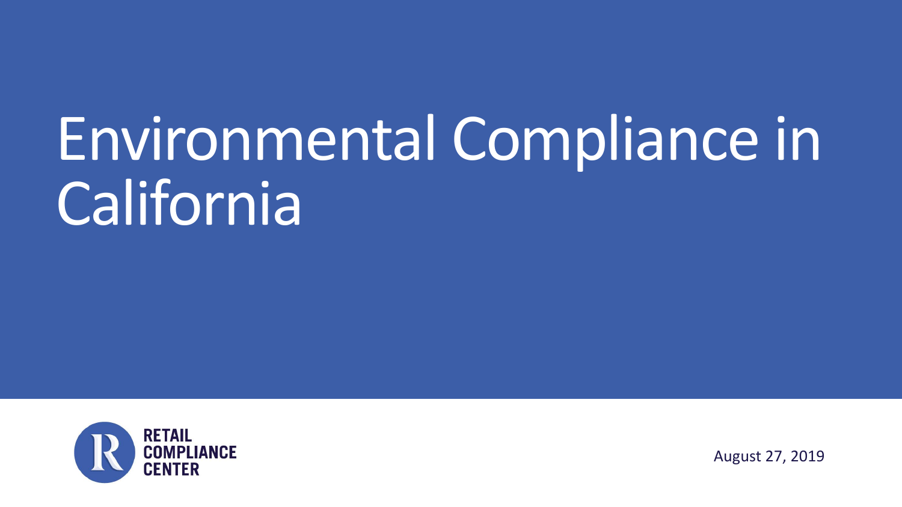# Environmental Compliance in California

RETAIL COMPLIANCE CENTER

August 27, 2019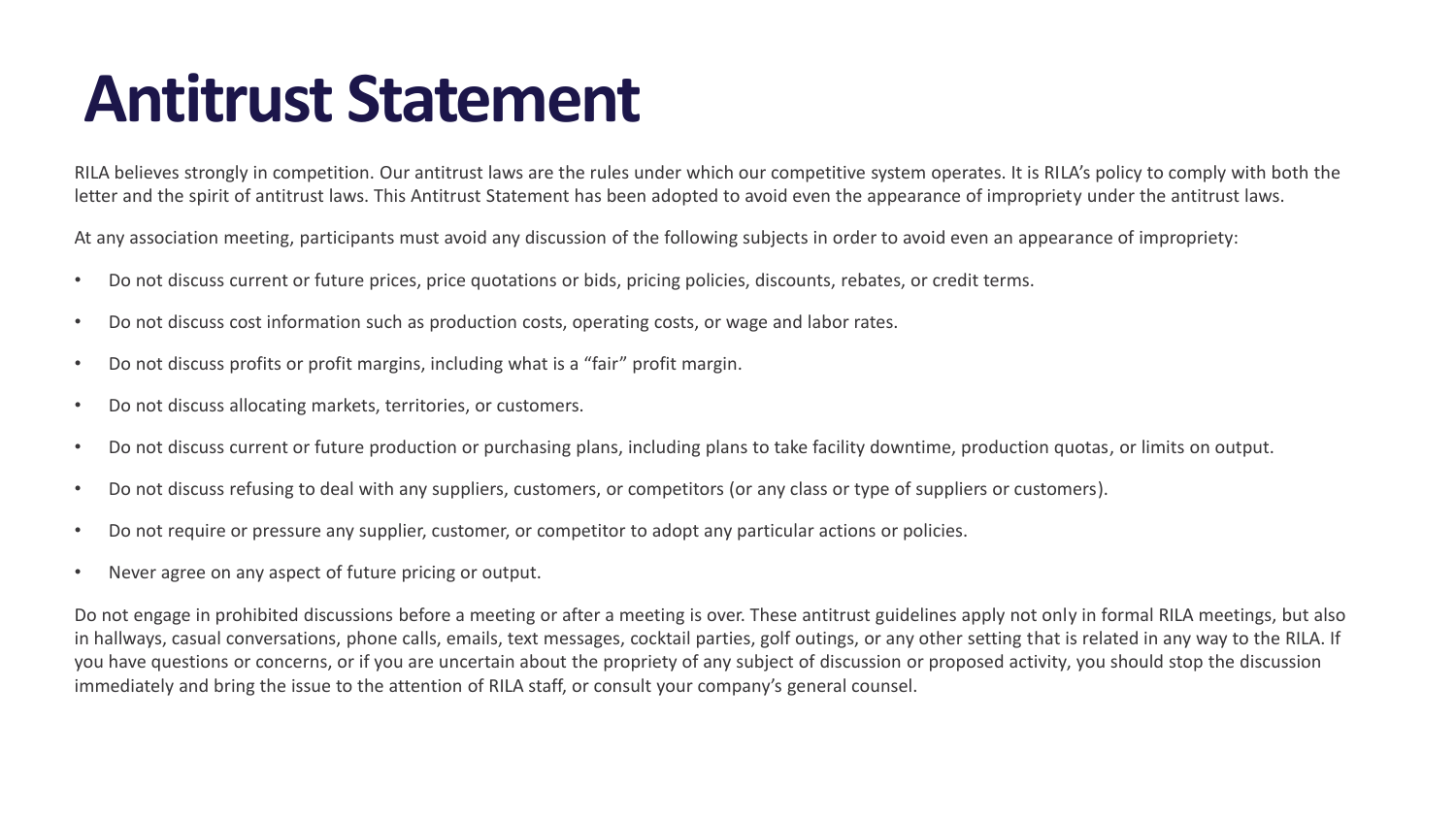# Antitrust Statement

RILA believes strongly in competition. Our antitrust laws are the rules under which our competitive system operates. It is RILA's policy to comply with both the letter and the spirit of antitrust laws. This Antitrust Statement has been adopted to avoid even the appearance of impropriety under the antitrust laws.

At any association meeting, participants must avoid any discussion of the following subjects in order to avoid even an appearance of impropriety:

- Do not discuss current or future prices, price quotations or bids, pricing policies, discounts, rebates, or credit terms.
- Do not discuss cost information such as production costs, operating costs, or wage and labor rates.
- Do not discuss profits or profit margins, including what is a "fair" profit margin.
- Do not discuss allocating markets, territories, or customers.
- Do not discuss current or future production or purchasing plans, including plans to take facility downtime, production quotas, or limits on output.
- Do not discuss refusing to deal with any suppliers, customers, or competitors (or any class or type of suppliers or customers).
- Do not require or pressure any supplier, customer, or competitor to adopt any particular actions or policies.
- Never agree on any aspect of future pricing or output.

Do not engage in prohibited discussions before a meeting or after a meeting is over. These antitrust guidelines apply not only in formal RILA meetings, but also in hallways, casual conversations, phone calls, emails, text messages, cocktail parties, golf outings, or any other setting that is related in any way to the RILA. If you have questions or concerns, or if you are uncertain about the propriety of any subject of discussion or proposed activity, you should stop the discussion immediately and bring the issue to the attention of RILA staff, or consult your company's general counsel.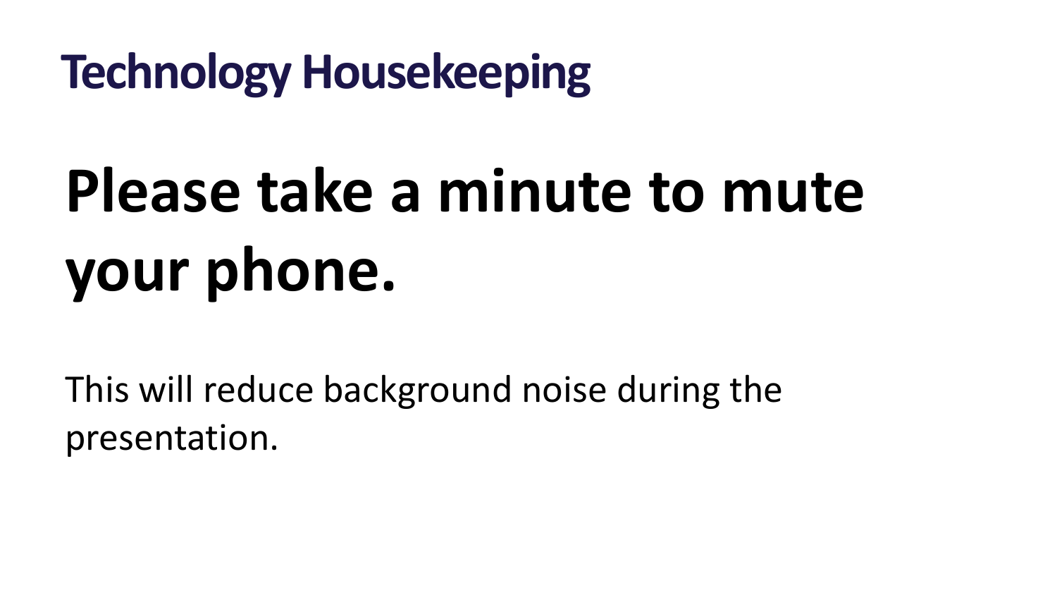# Technology Housekeeping

**Please take a minute to mute your phone.**

This will reduce background noise during the presentation.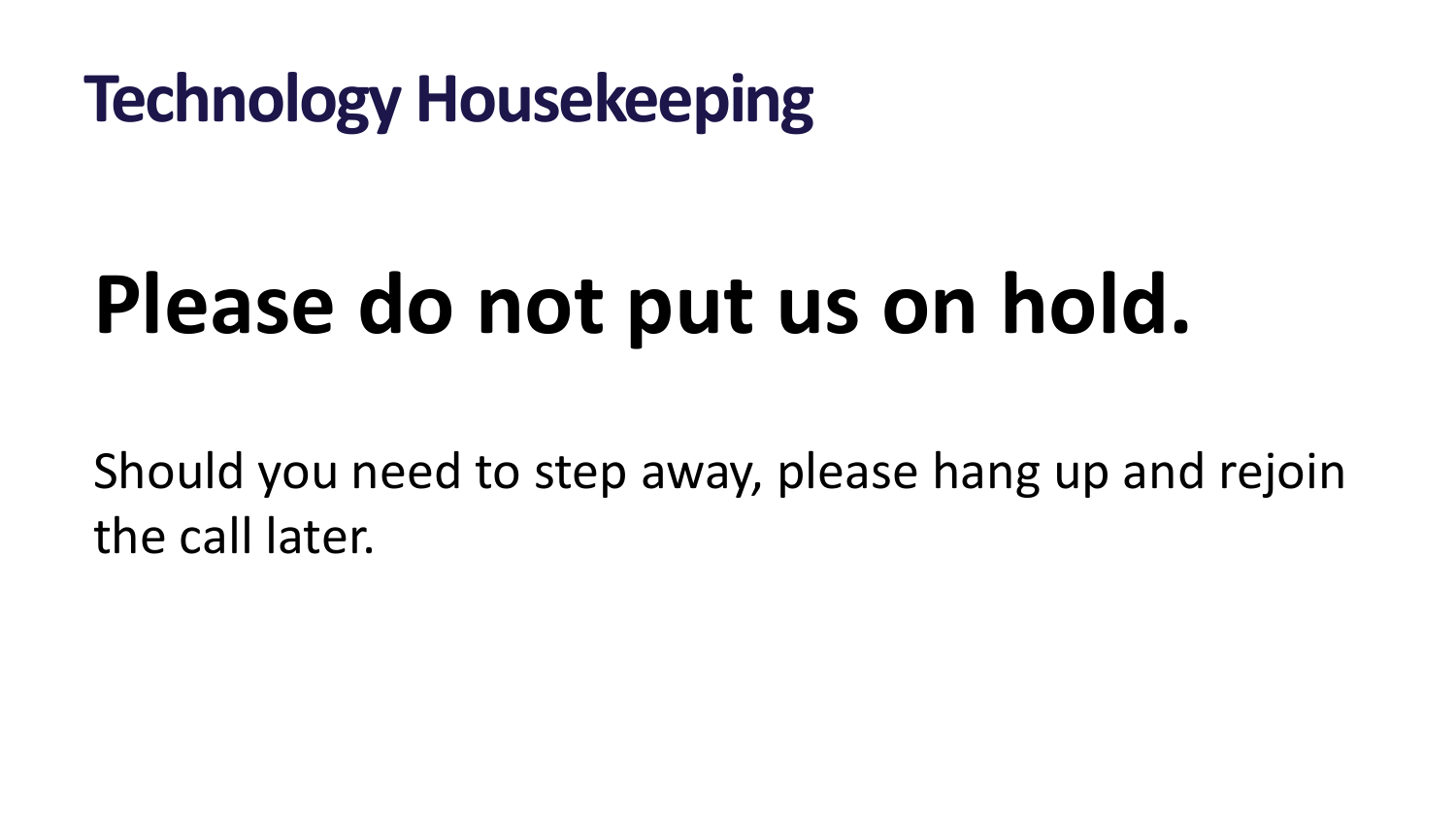# Technology Housekeeping

**Please do not put us on hold.**

Should you need to step away, please hang up and rejoin the call later.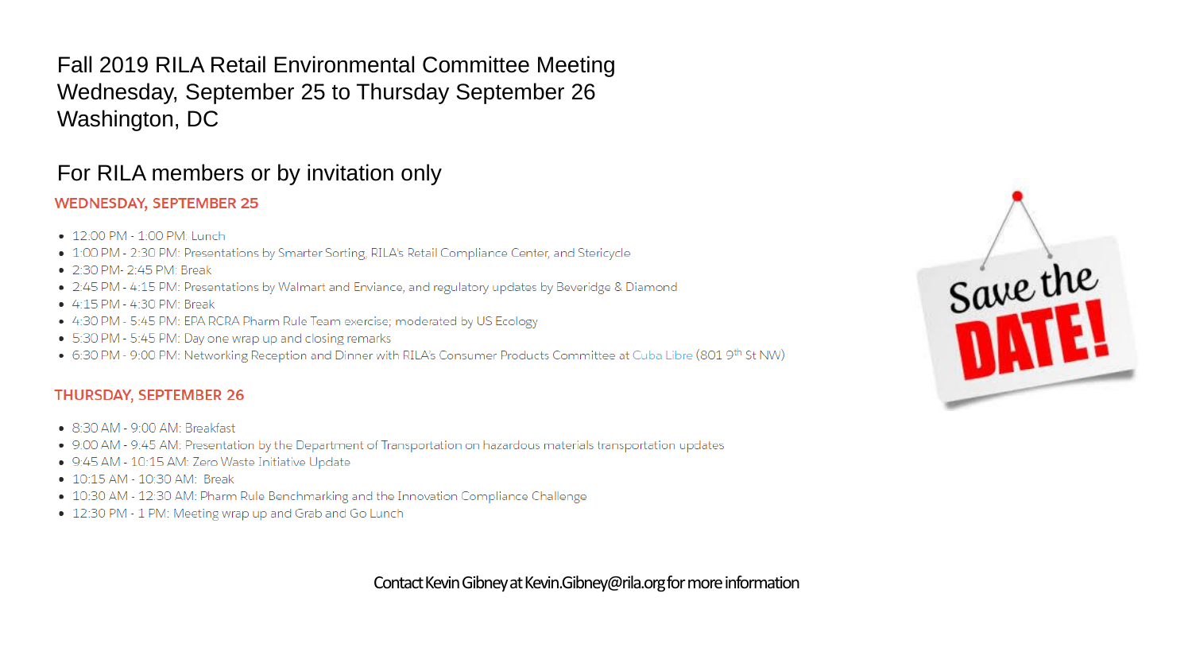# Fall 2019 RILA Retail Environmental Committee Meeting
# Wednesday, September 25 to Thursday September 26
# Washington, DC

## For RILA members or by invitation only

### WEDNESDAY, SEPTEMBER 25

- 12:00 PM - 1:00 PM: Lunch
- 1:00 PM - 2:30 PM: Presentations by Smarter Sorting, RILA's Retail Compliance Center, and Stericycle
- 2:30 PM- 2:45 PM: Break
- 2:45 PM - 4:15 PM: Presentations by Walmart and Enviance, and regulatory updates by Beveridge & Diamond
- 4:15 PM - 4:30 PM: Break
- 4:30 PM - 5:45 PM: EPA RCRA Pharm Rule Team exercise; moderated by US Ecology
- 5:30 PM - 5:45 PM: Day one wrap up and closing remarks
- 6:30 PM - 9:00 PM: Networking Reception and Dinner with RILA's Consumer Products Committee at Cuba Libre (801 9th St NW)

### THURSDAY, SEPTEMBER 26

- 8:30 AM - 9:00 AM: Breakfast
- 9:00 AM - 9:45 AM: Presentation by the Department of Transportation on hazardous materials transportation updates
- 9:45 AM - 10:15 AM: Zero Waste Initiative Update
- 10:15 AM - 10:30 AM: Break
- 10:30 AM - 12:30 AM: Pharm Rule Benchmarking and the Innovation Compliance Challenge
- 12:30 PM - 1 PM: Meeting wrap up and Grab and Go Lunch

Save the DATE!

Contact Kevin Gibney at Kevin.Gibney@rila.org for more information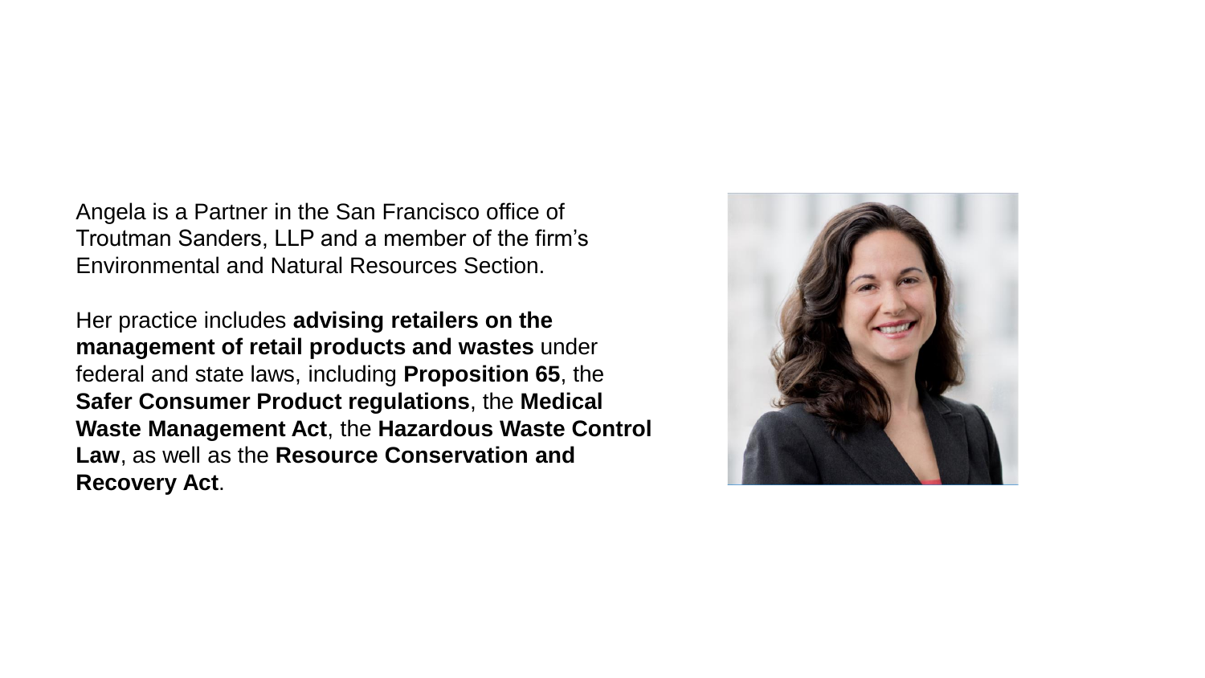Angela is a Partner in the San Francisco office of Troutman Sanders, LLP and a member of the firm's Environmental and Natural Resources Section.

Her practice includes **advising retailers on the management of retail products and wastes** under federal and state laws, including **Proposition 65**, the **Safer Consumer Product regulations**, the **Medical Waste Management Act**, the **Hazardous Waste Control Law**, as well as the **Resource Conservation and Recovery Act**.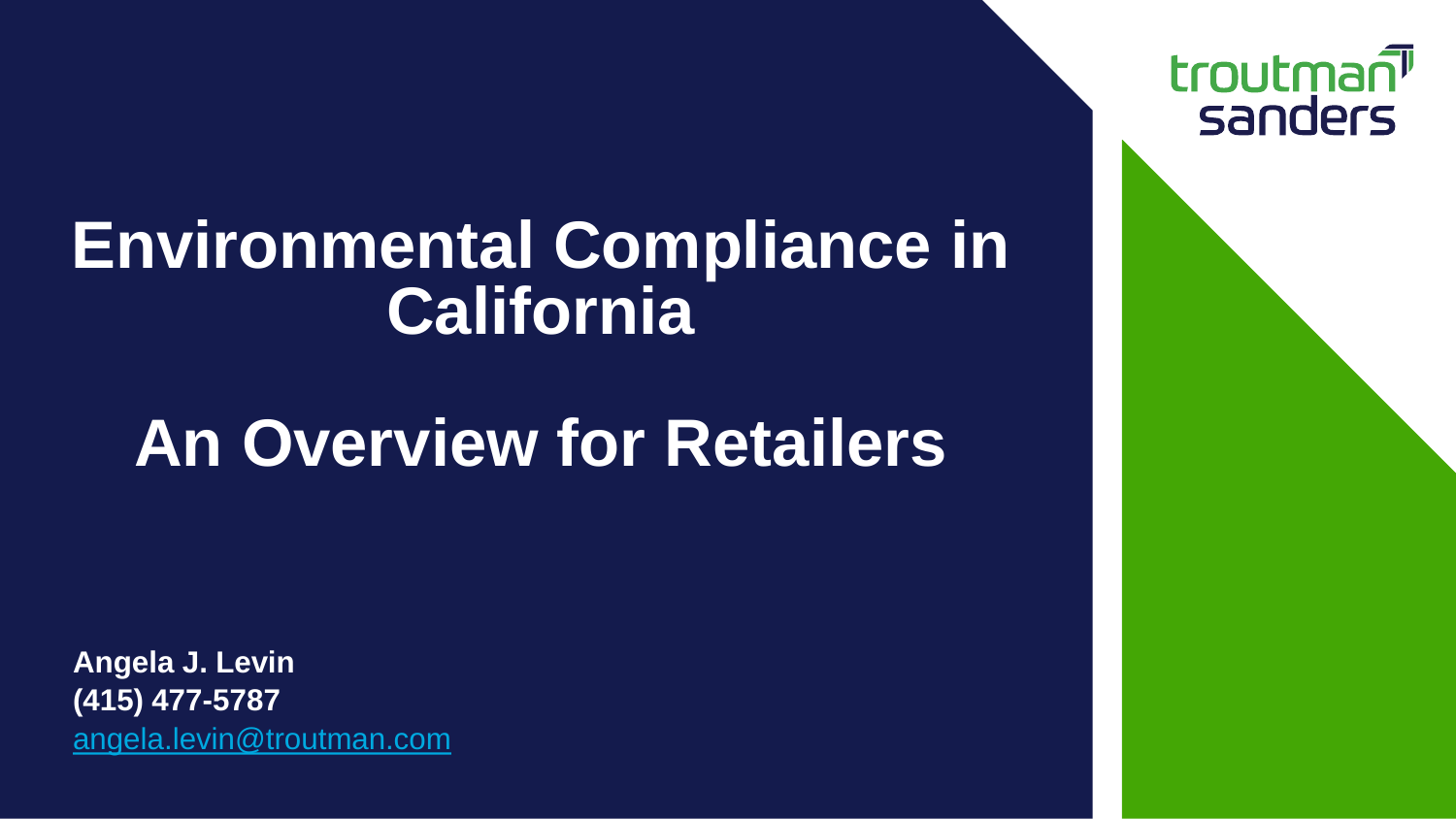troutman sanders

# Environmental Compliance in California

# An Overview for Retailers

**Angela J. Levin**
**(415) 477-5787**
angela.levin@troutman.com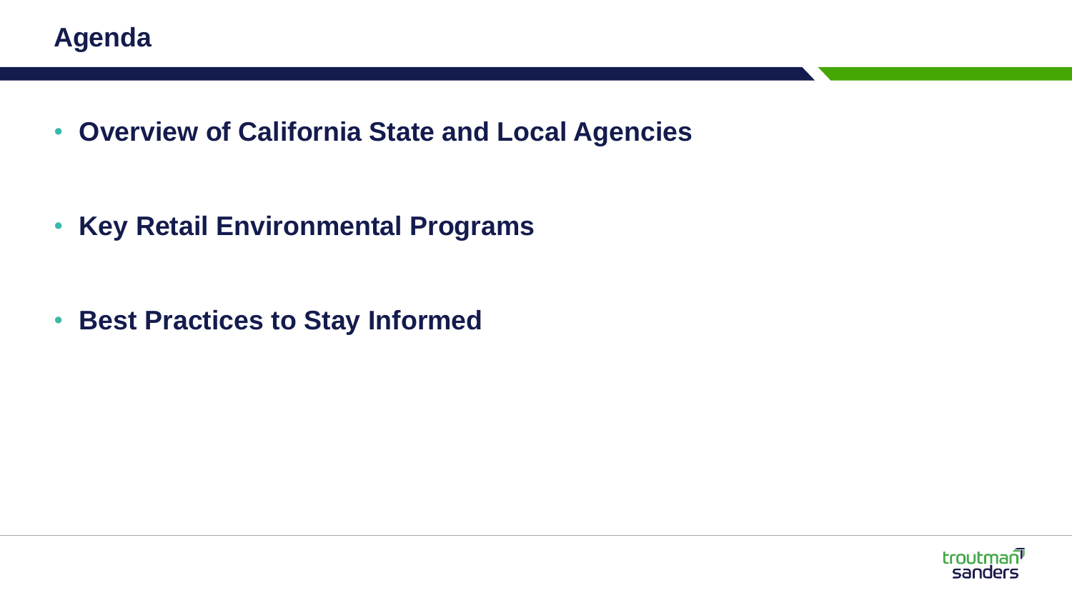# Agenda

- **Overview of California State and Local Agencies**
- **Key Retail Environmental Programs**
- **Best Practices to Stay Informed**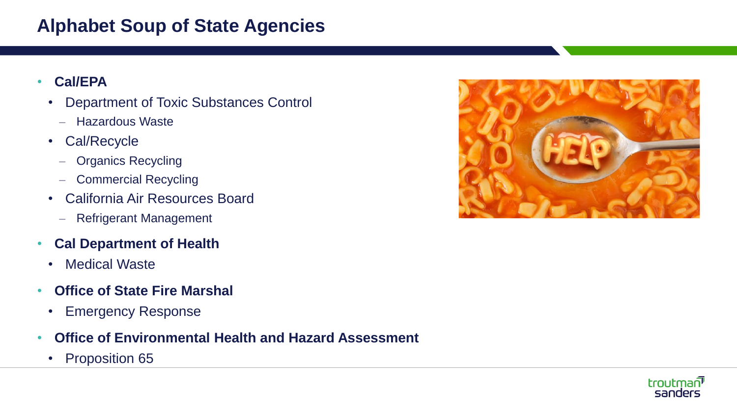# Alphabet Soup of State Agencies

- **Cal/EPA**
  - Department of Toxic Substances Control
    - Hazardous Waste
  - Cal/Recycle
    - Organics Recycling
    - Commercial Recycling
  - California Air Resources Board
    - Refrigerant Management
- **Cal Department of Health**
  - Medical Waste
- **Office of State Fire Marshal**
  - Emergency Response
- **Office of Environmental Health and Hazard Assessment**
  - Proposition 65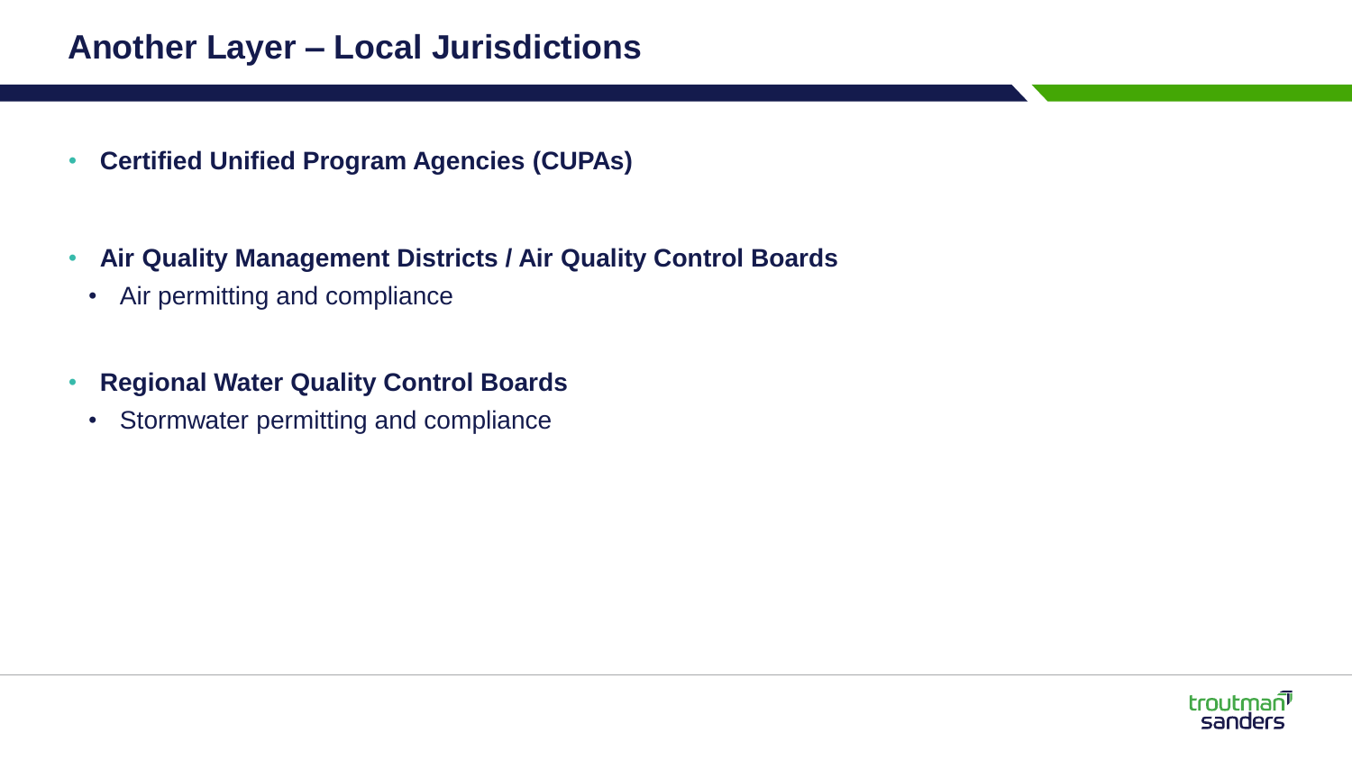# Another Layer – Local Jurisdictions

- **Certified Unified Program Agencies (CUPAs)**

- **Air Quality Management Districts / Air Quality Control Boards**
  - Air permitting and compliance

- **Regional Water Quality Control Boards**
  - Stormwater permitting and compliance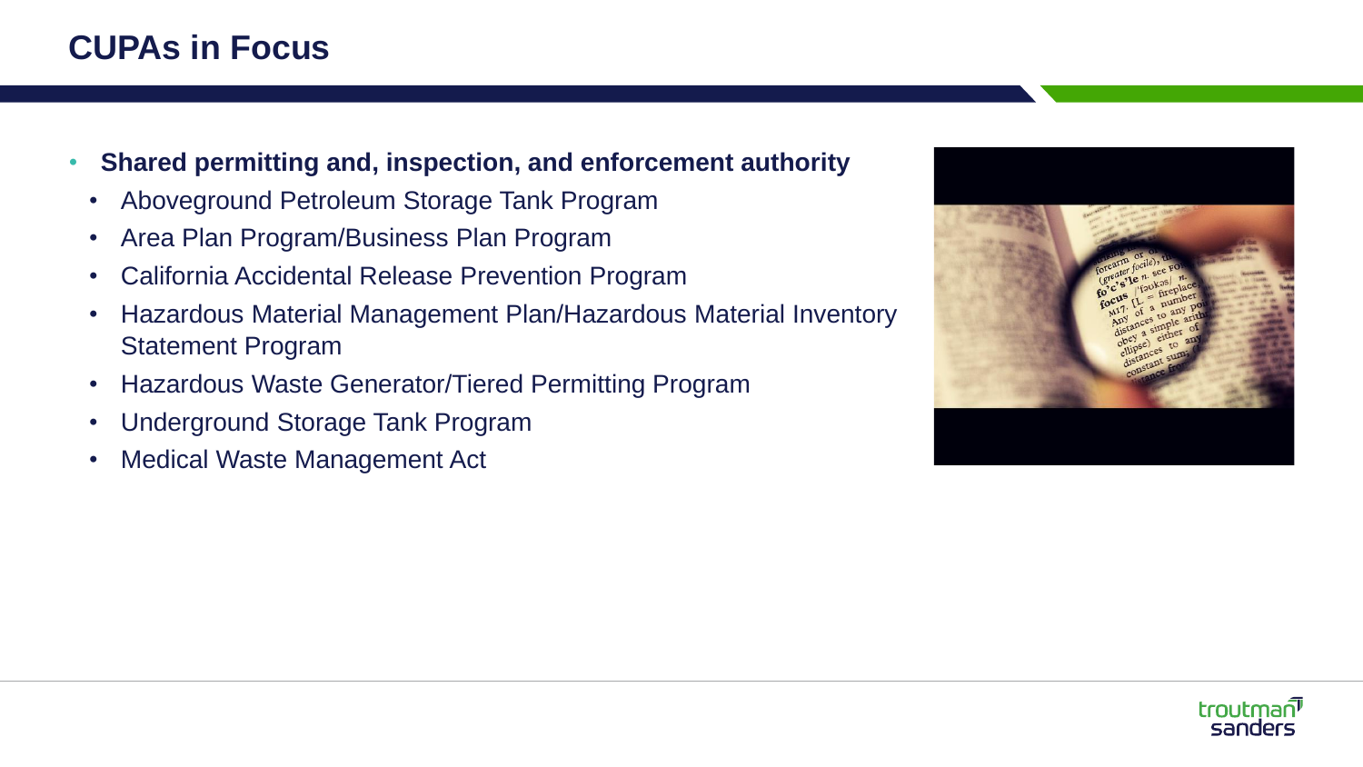# CUPAs in Focus

- **Shared permitting and, inspection, and enforcement authority**
  - Aboveground Petroleum Storage Tank Program
  - Area Plan Program/Business Plan Program
  - California Accidental Release Prevention Program
  - Hazardous Material Management Plan/Hazardous Material Inventory Statement Program
  - Hazardous Waste Generator/Tiered Permitting Program
  - Underground Storage Tank Program
  - Medical Waste Management Act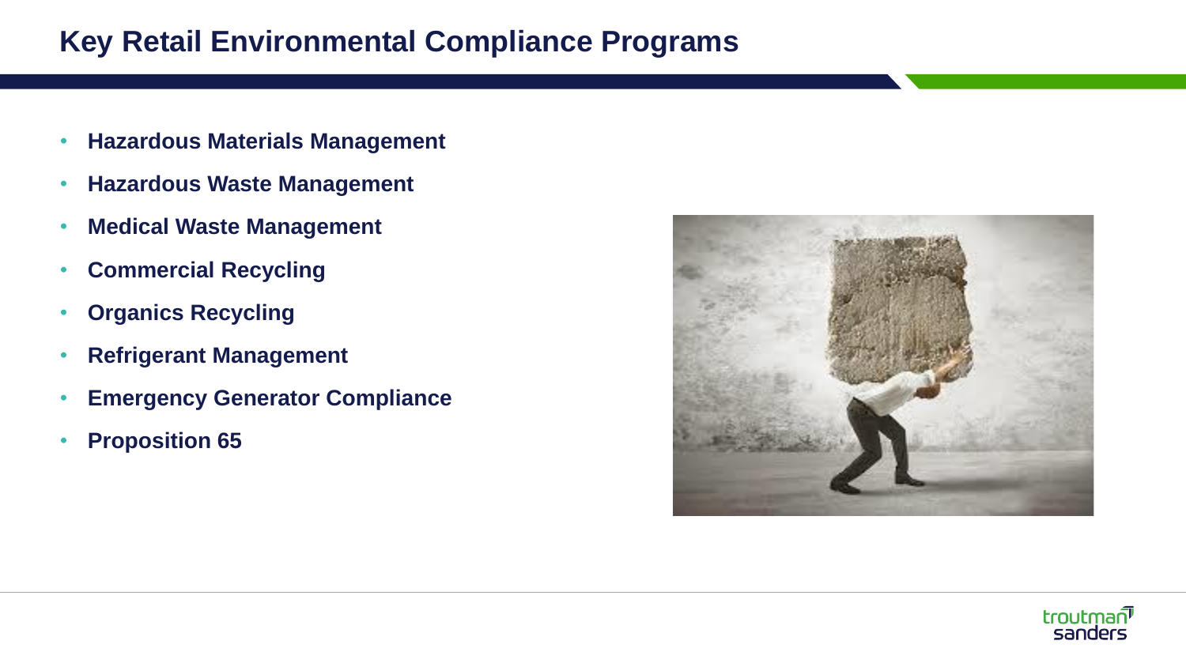# Key Retail Environmental Compliance Programs

- **Hazardous Materials Management**
- **Hazardous Waste Management**
- **Medical Waste Management**
- **Commercial Recycling**
- **Organics Recycling**
- **Refrigerant Management**
- **Emergency Generator Compliance**
- **Proposition 65**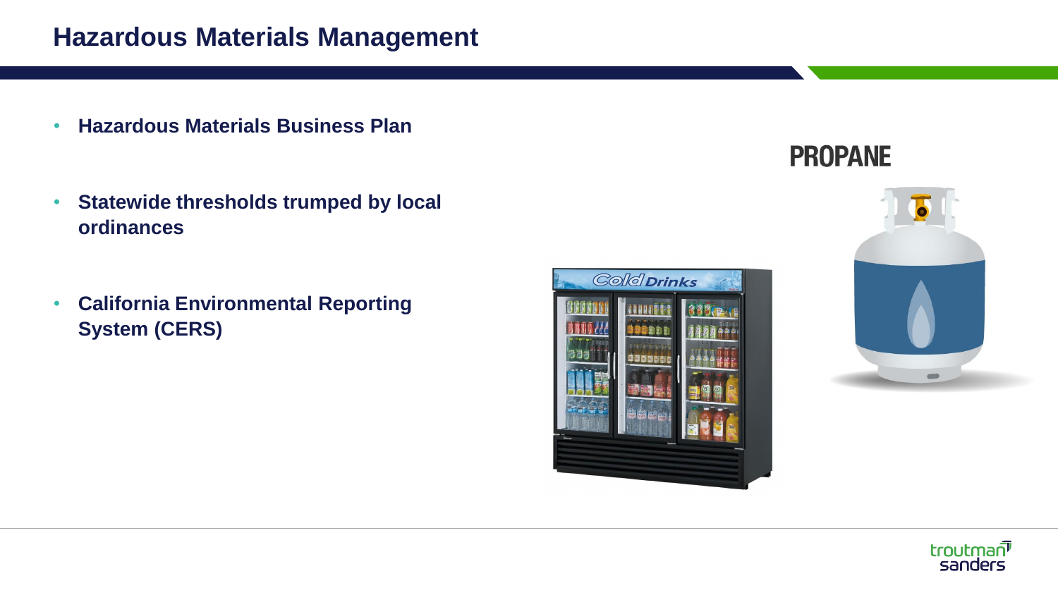# Hazardous Materials Management

- **Hazardous Materials Business Plan**
- **Statewide thresholds trumped by local ordinances**
- **California Environmental Reporting System (CERS)**

PROPANE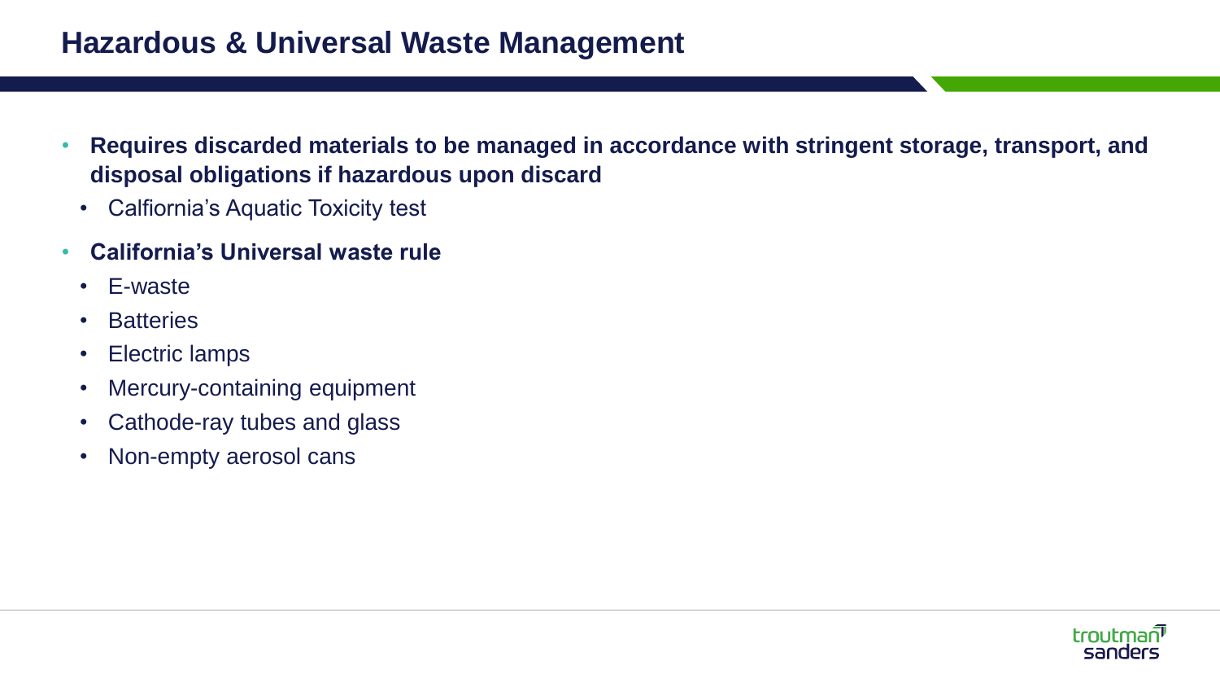# Hazardous & Universal Waste Management

- **Requires discarded materials to be managed in accordance with stringent storage, transport, and disposal obligations if hazardous upon discard**
  - Calfiornia's Aquatic Toxicity test
- **California's Universal waste rule**
  - E-waste
  - Batteries
  - Electric lamps
  - Mercury-containing equipment
  - Cathode-ray tubes and glass
  - Non-empty aerosol cans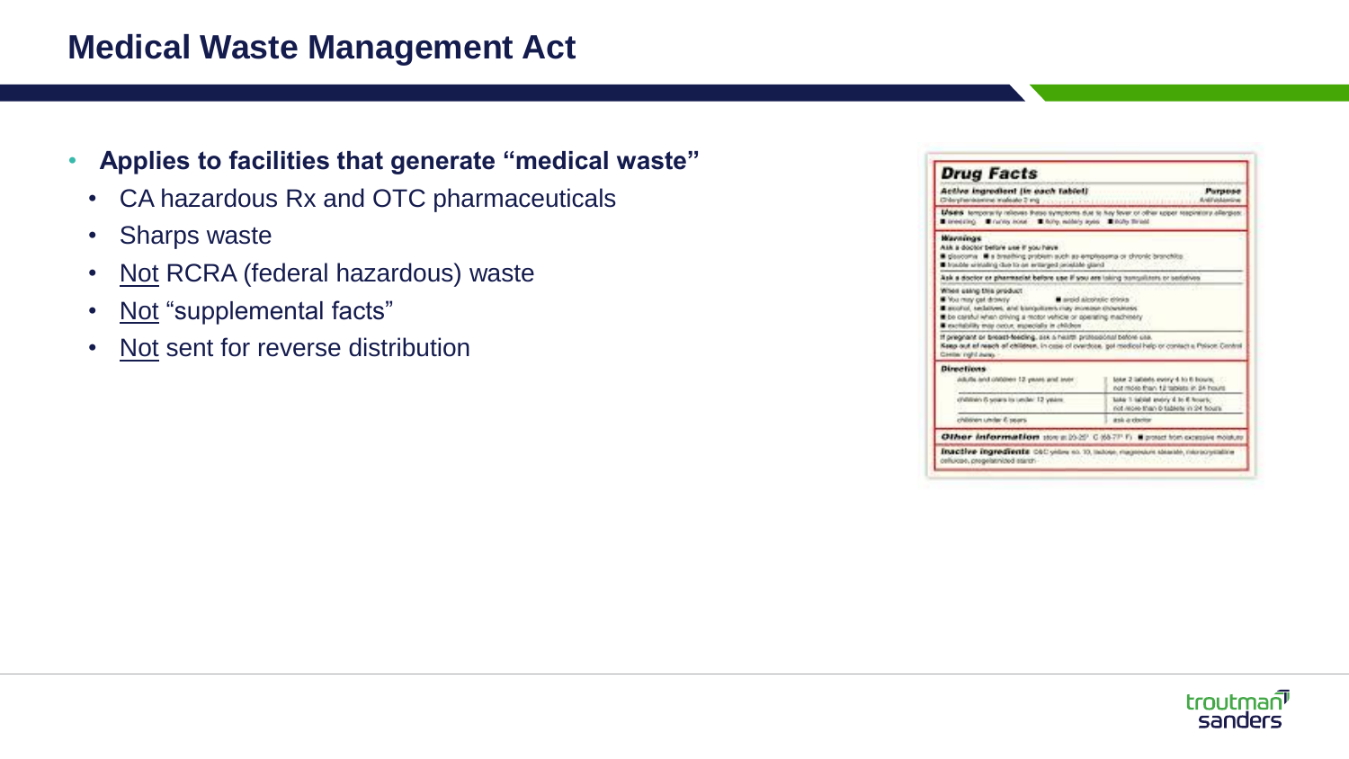# Medical Waste Management Act

- **Applies to facilities that generate "medical waste"**
  - CA hazardous Rx and OTC pharmaceuticals
  - Sharps waste
  - Not RCRA (federal hazardous) waste
  - Not "supplemental facts"
  - Not sent for reverse distribution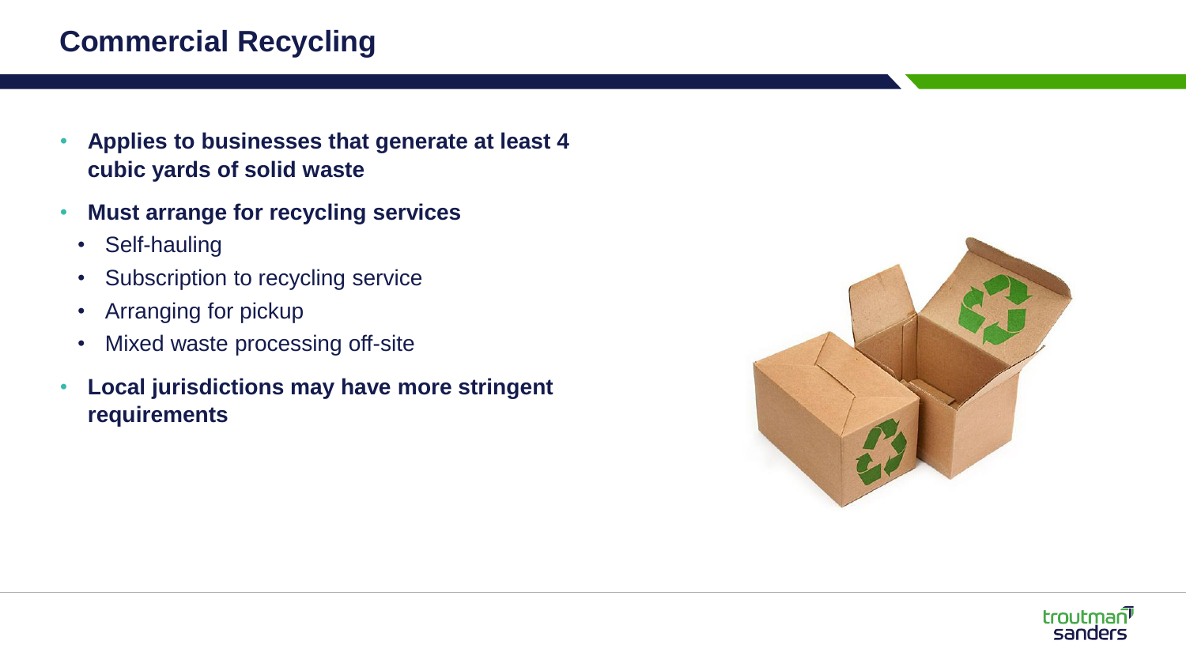## Commercial Recycling

- **Applies to businesses that generate at least 4 cubic yards of solid waste**
- **Must arrange for recycling services**
  - Self-hauling
  - Subscription to recycling service
  - Arranging for pickup
  - Mixed waste processing off-site
- **Local jurisdictions may have more stringent requirements**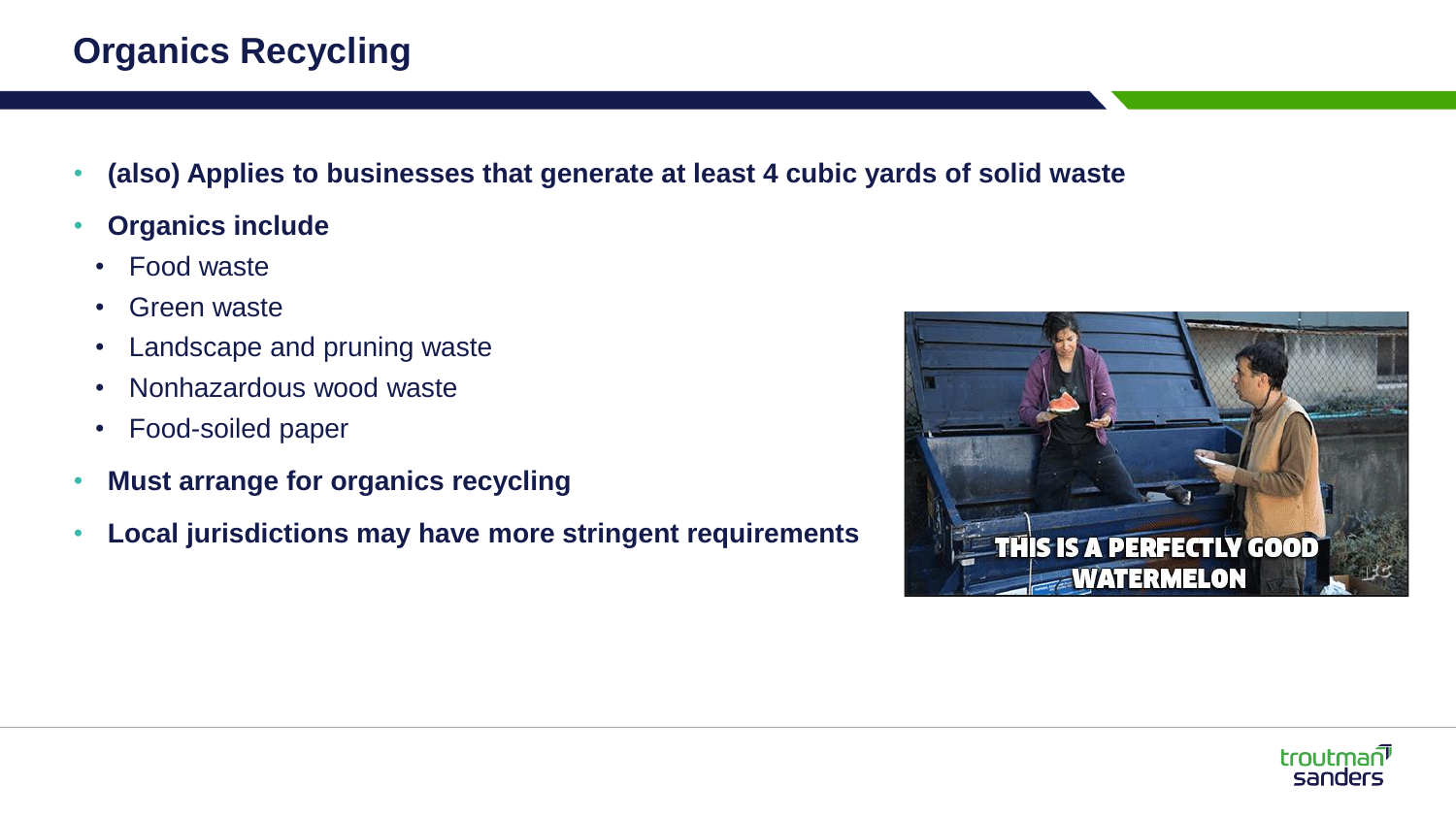# Organics Recycling

- **(also) Applies to businesses that generate at least 4 cubic yards of solid waste**
- **Organics include**
  - Food waste
  - Green waste
  - Landscape and pruning waste
  - Nonhazardous wood waste
  - Food-soiled paper
- **Must arrange for organics recycling**
- **Local jurisdictions may have more stringent requirements**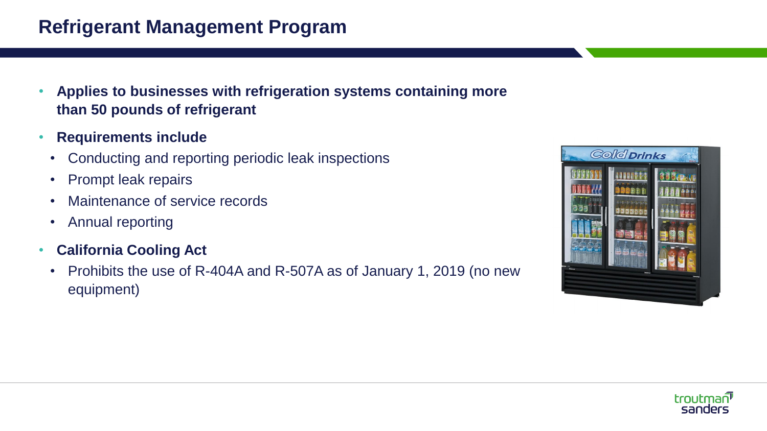# Refrigerant Management Program

- **Applies to businesses with refrigeration systems containing more than 50 pounds of refrigerant**
- **Requirements include**
  - Conducting and reporting periodic leak inspections
  - Prompt leak repairs
  - Maintenance of service records
  - Annual reporting
- **California Cooling Act**
  - Prohibits the use of R-404A and R-507A as of January 1, 2019 (no new equipment)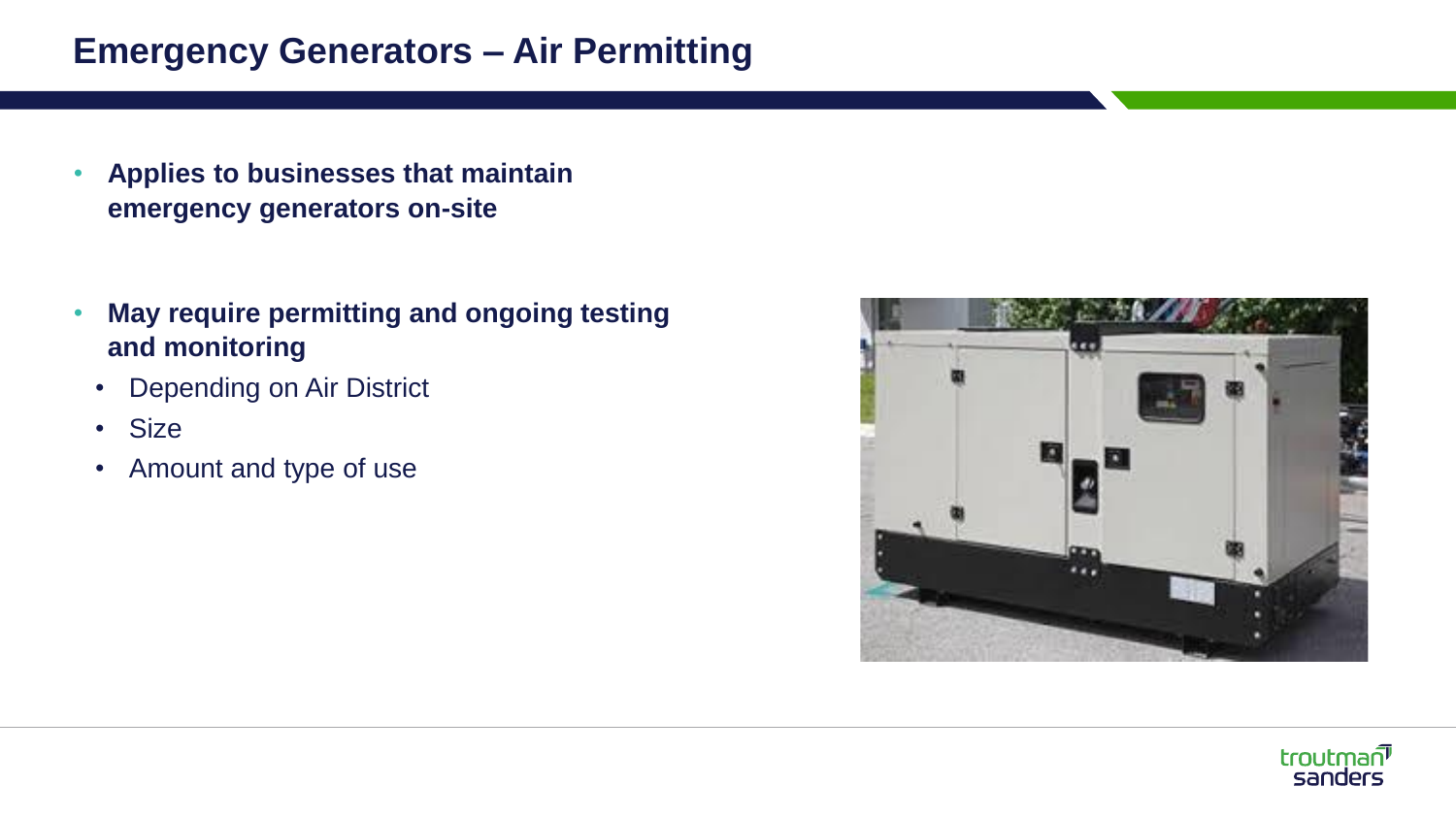# Emergency Generators – Air Permitting

- **Applies to businesses that maintain emergency generators on-site**
- **May require permitting and ongoing testing and monitoring**
  - Depending on Air District
  - Size
  - Amount and type of use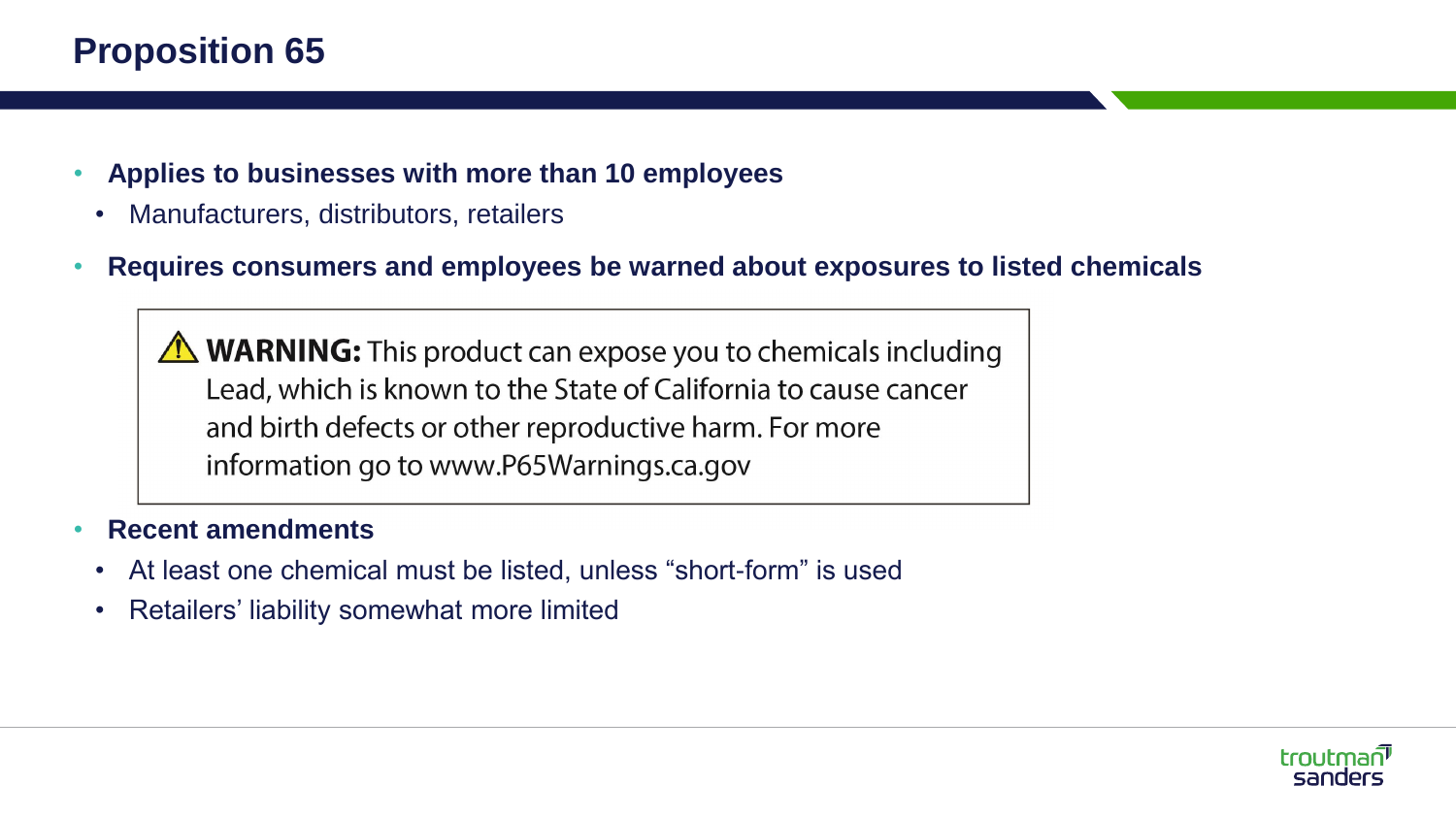# Proposition 65

- **Applies to businesses with more than 10 employees**
  - Manufacturers, distributors, retailers
- **Requires consumers and employees be warned about exposures to listed chemicals**

> ⚠ **WARNING:** This product can expose you to chemicals including Lead, which is known to the State of California to cause cancer and birth defects or other reproductive harm. For more information go to www.P65Warnings.ca.gov

- **Recent amendments**
  - At least one chemical must be listed, unless “short-form” is used
  - Retailers’ liability somewhat more limited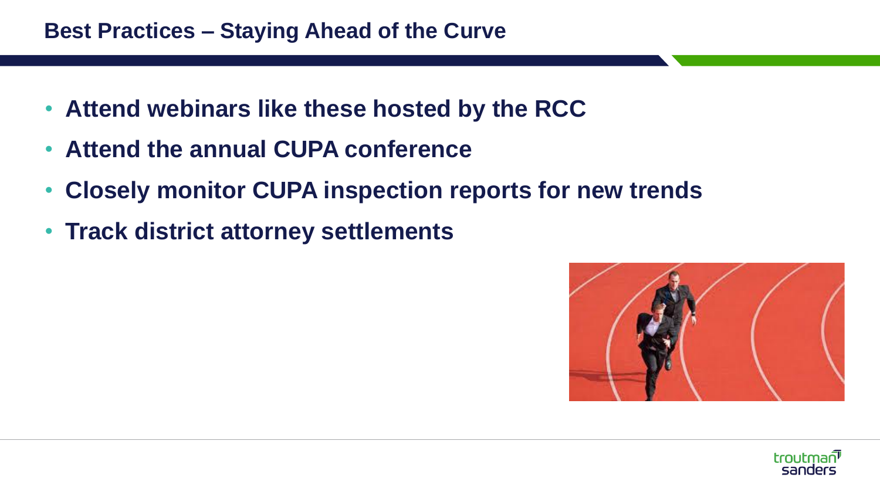## Best Practices – Staying Ahead of the Curve

- **Attend webinars like these hosted by the RCC**
- **Attend the annual CUPA conference**
- **Closely monitor CUPA inspection reports for new trends**
- **Track district attorney settlements**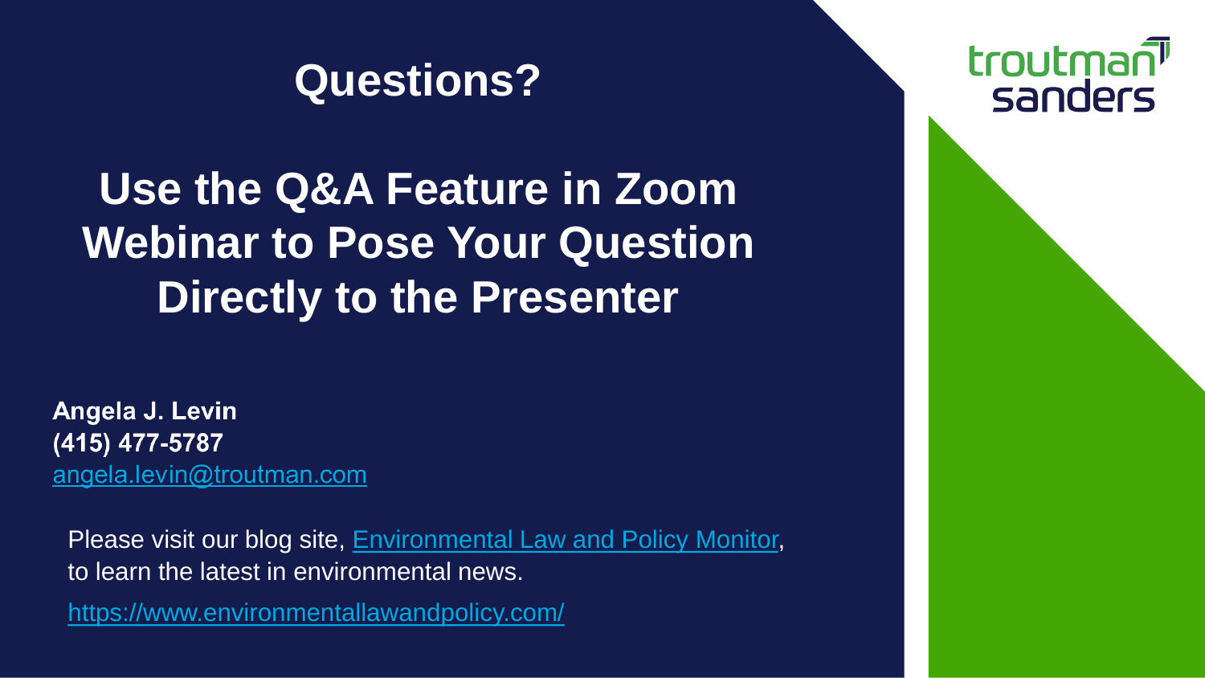# Questions?

## Use the Q&A Feature in Zoom Webinar to Pose Your Question Directly to the Presenter

**Angela J. Levin**
**(415) 477-5787**
angela.levin@troutman.com

Please visit our blog site, Environmental Law and Policy Monitor, to learn the latest in environmental news.

https://www.environmentallawandpolicy.com/

troutman sanders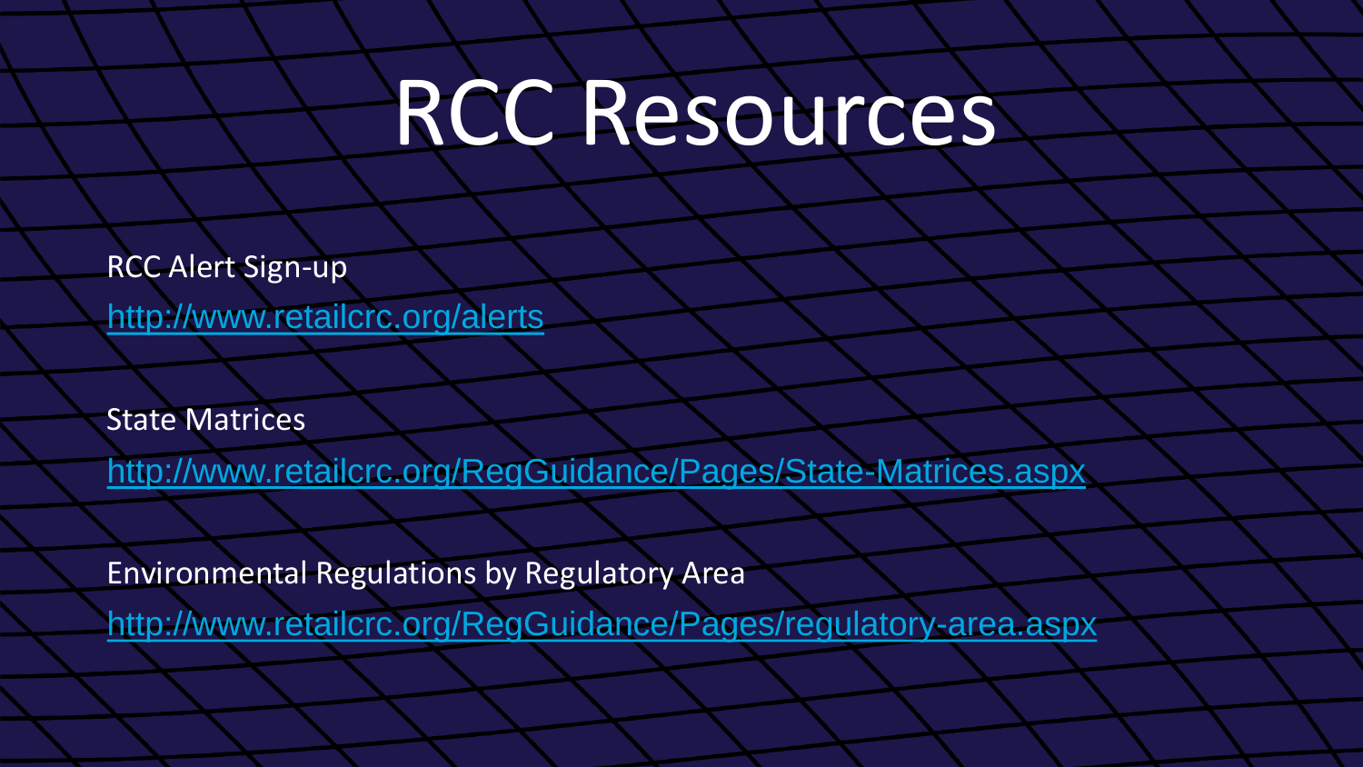# RCC Resources

RCC Alert Sign-up

http://www.retailcrc.org/alerts

State Matrices

http://www.retailcrc.org/RegGuidance/Pages/State-Matrices.aspx

Environmental Regulations by Regulatory Area

http://www.retailcrc.org/RegGuidance/Pages/regulatory-area.aspx